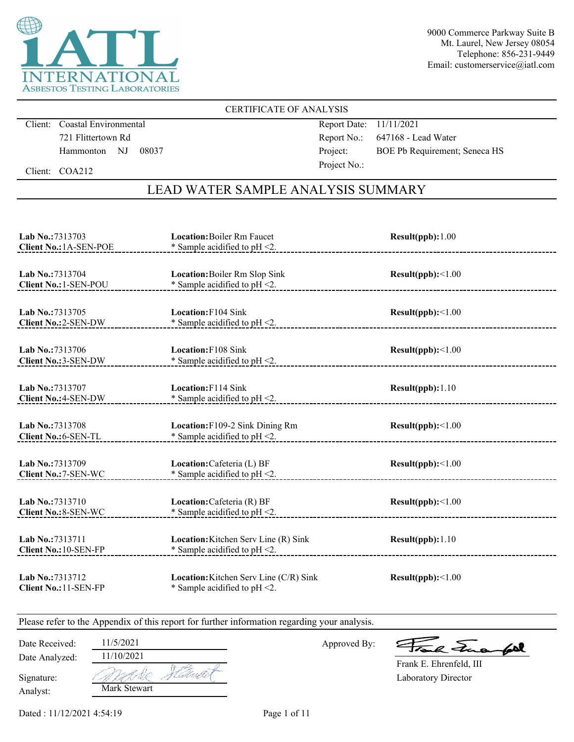iATL INTERNATIONAL ASBESTOS TESTING LABORATORIES

9000 Commerce Parkway Suite B
Mt. Laurel, New Jersey 08054
Telephone: 856-231-9449
Email: customerservice@iatl.com

## CERTIFICATE OF ANALYSIS

Client: Coastal Environmental
721 Flittertown Rd
Hammonton NJ 08037

Client: COA212

Report Date: 11/11/2021
Report No.: 647168 - Lead Water
Project: BOE Pb Requirement; Seneca HS
Project No.:

## LEAD WATER SAMPLE ANALYSIS SUMMARY

| Lab No. | Client No. | Location | Result(ppb) |
|---|---|---|---|
| 7313703 | 1A-SEN-POE | Boiler Rm Faucet<br>* Sample acidified to pH <2. | 1.00 |
| 7313704 | 1-SEN-POU | Boiler Rm Slop Sink<br>* Sample acidified to pH <2. | <1.00 |
| 7313705 | 2-SEN-DW | F104 Sink<br>* Sample acidified to pH <2. | <1.00 |
| 7313706 | 3-SEN-DW | F108 Sink<br>* Sample acidified to pH <2. | <1.00 |
| 7313707 | 4-SEN-DW | F114 Sink<br>* Sample acidified to pH <2. | 1.10 |
| 7313708 | 6-SEN-TL | F109-2 Sink Dining Rm<br>* Sample acidified to pH <2. | <1.00 |
| 7313709 | 7-SEN-WC | Cafeteria (L) BF<br>* Sample acidified to pH <2. | <1.00 |
| 7313710 | 8-SEN-WC | Cafeteria (R) BF<br>* Sample acidified to pH <2. | <1.00 |
| 7313711 | 10-SEN-FP | Kitchen Serv Line (R) Sink<br>* Sample acidified to pH <2. | 1.10 |
| 7313712 | 11-SEN-FP | Kitchen Serv Line (C/R) Sink<br>* Sample acidified to pH <2. | <1.00 |

Please refer to the Appendix of this report for further information regarding your analysis.

Date Received: 11/5/2021
Date Analyzed: 11/10/2021
Signature:
Analyst: Mark Stewart

Approved By:
Frank E. Ehrenfeld, III
Laboratory Director

Dated : 11/12/2021 4:54:19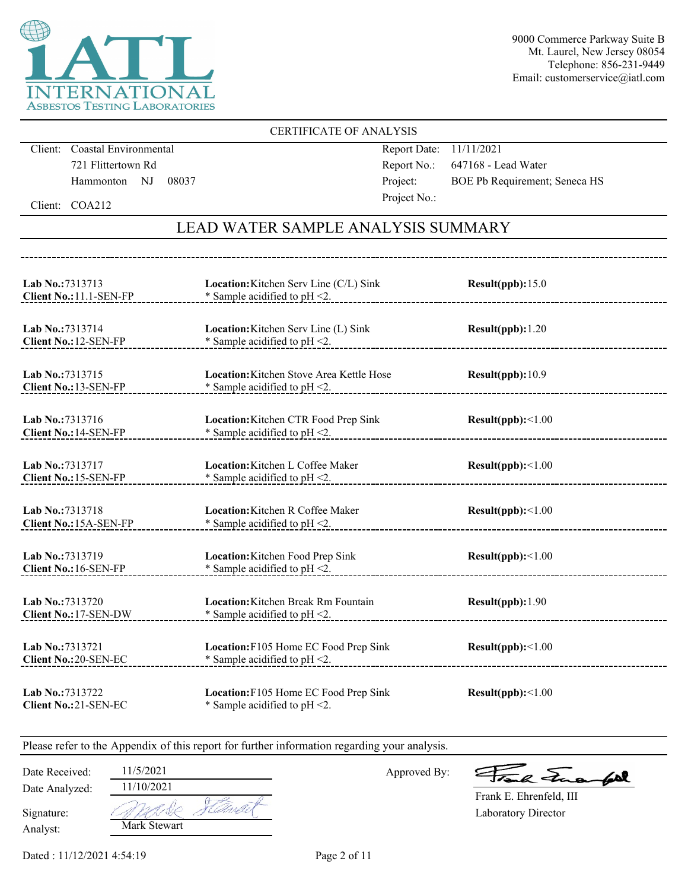iATL INTERNATIONAL ASBESTOS TESTING LABORATORIES

9000 Commerce Parkway Suite B
Mt. Laurel, New Jersey 08054
Telephone: 856-231-9449
Email: customerservice@iatl.com

CERTIFICATE OF ANALYSIS

Client: Coastal Environmental
721 Flittertown Rd
Hammonton NJ 08037

Client: COA212

Report Date: 11/11/2021
Report No.: 647168 - Lead Water
Project: BOE Pb Requirement; Seneca HS
Project No.:

## LEAD WATER SAMPLE ANALYSIS SUMMARY

| Lab No. | Client No. | Location | Result(ppb) |
|---|---|---|---|
| 7313713 | 11.1-SEN-FP | Kitchen Serv Line (C/L) Sink<br>* Sample acidified to pH <2. | 15.0 |
| 7313714 | 12-SEN-FP | Kitchen Serv Line (L) Sink<br>* Sample acidified to pH <2. | 1.20 |
| 7313715 | 13-SEN-FP | Kitchen Stove Area Kettle Hose<br>* Sample acidified to pH <2. | 10.9 |
| 7313716 | 14-SEN-FP | Kitchen CTR Food Prep Sink<br>* Sample acidified to pH <2. | <1.00 |
| 7313717 | 15-SEN-FP | Kitchen L Coffee Maker<br>* Sample acidified to pH <2. | <1.00 |
| 7313718 | 15A-SEN-FP | Kitchen R Coffee Maker<br>* Sample acidified to pH <2. | <1.00 |
| 7313719 | 16-SEN-FP | Kitchen Food Prep Sink<br>* Sample acidified to pH <2. | <1.00 |
| 7313720 | 17-SEN-DW | Kitchen Break Rm Fountain<br>* Sample acidified to pH <2. | 1.90 |
| 7313721 | 20-SEN-EC | F105 Home EC Food Prep Sink<br>* Sample acidified to pH <2. | <1.00 |
| 7313722 | 21-SEN-EC | F105 Home EC Food Prep Sink<br>* Sample acidified to pH <2. | <1.00 |

Please refer to the Appendix of this report for further information regarding your analysis.

Date Received: 11/5/2021
Date Analyzed: 11/10/2021
Signature:
Analyst: Mark Stewart

Approved By:
Frank E. Ehrenfeld, III
Laboratory Director

Dated : 11/12/2021 4:54:19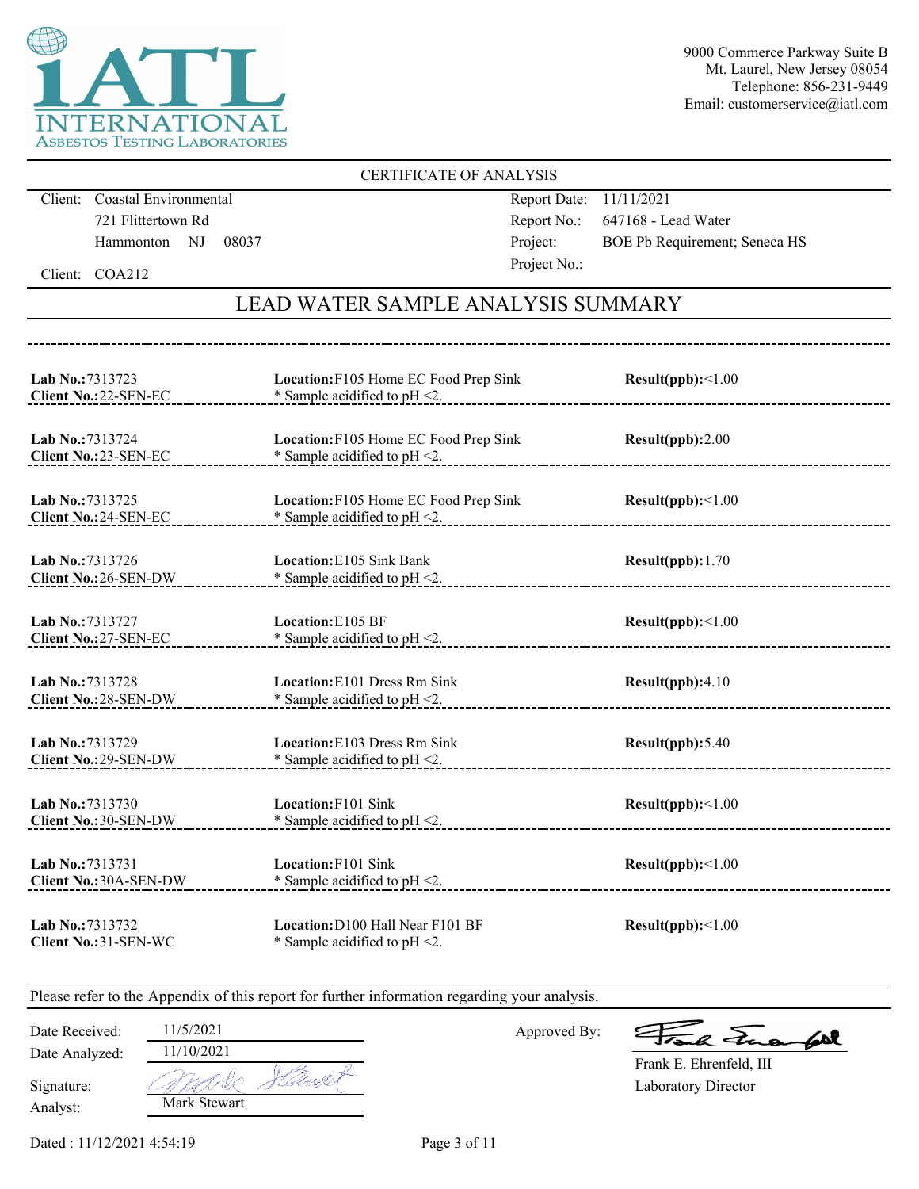iATL INTERNATIONAL ASBESTOS TESTING LABORATORIES

9000 Commerce Parkway Suite B
Mt. Laurel, New Jersey 08054
Telephone: 856-231-9449
Email: customerservice@iatl.com

## CERTIFICATE OF ANALYSIS

Client: Coastal Environmental
721 Flittertown Rd
Hammonton NJ 08037

Client: COA212

Report Date: 11/11/2021
Report No.: 647168 - Lead Water
Project: BOE Pb Requirement; Seneca HS
Project No.:

## LEAD WATER SAMPLE ANALYSIS SUMMARY

| Lab No. | Client No. | Location | Note | Result(ppb) |
|---|---|---|---|---|
| 7313723 | 22-SEN-EC | F105 Home EC Food Prep Sink | * Sample acidified to pH <2. | <1.00 |
| 7313724 | 23-SEN-EC | F105 Home EC Food Prep Sink | * Sample acidified to pH <2. | 2.00 |
| 7313725 | 24-SEN-EC | F105 Home EC Food Prep Sink | * Sample acidified to pH <2. | <1.00 |
| 7313726 | 26-SEN-DW | E105 Sink Bank | * Sample acidified to pH <2. | 1.70 |
| 7313727 | 27-SEN-EC | E105 BF | * Sample acidified to pH <2. | <1.00 |
| 7313728 | 28-SEN-DW | E101 Dress Rm Sink | * Sample acidified to pH <2. | 4.10 |
| 7313729 | 29-SEN-DW | E103 Dress Rm Sink | * Sample acidified to pH <2. | 5.40 |
| 7313730 | 30-SEN-DW | F101 Sink | * Sample acidified to pH <2. | <1.00 |
| 7313731 | 30A-SEN-DW | F101 Sink | * Sample acidified to pH <2. | <1.00 |
| 7313732 | 31-SEN-WC | D100 Hall Near F101 BF | * Sample acidified to pH <2. | <1.00 |

Please refer to the Appendix of this report for further information regarding your analysis.

Date Received: 11/5/2021
Date Analyzed: 11/10/2021
Signature:
Analyst: Mark Stewart

Approved By:
Frank E. Ehrenfeld, III
Laboratory Director

Dated : 11/12/2021 4:54:19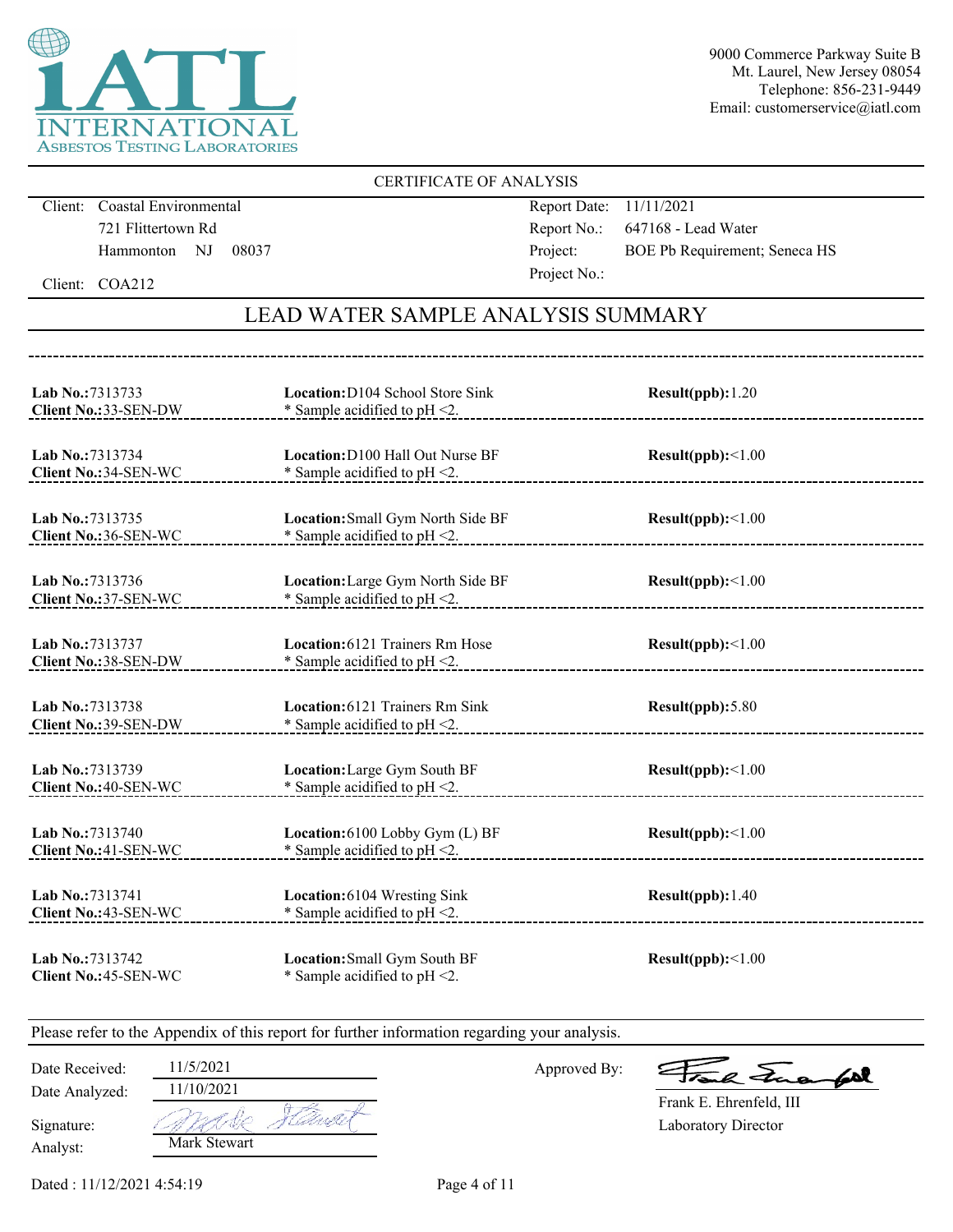iATL INTERNATIONAL ASBESTOS TESTING LABORATORIES

9000 Commerce Parkway Suite B
Mt. Laurel, New Jersey 08054
Telephone: 856-231-9449
Email: customerservice@iatl.com

CERTIFICATE OF ANALYSIS

Client: Coastal Environmental
721 Flittertown Rd
Hammonton NJ 08037

Client: COA212

Report Date: 11/11/2021
Report No.: 647168 - Lead Water
Project: BOE Pb Requirement; Seneca HS
Project No.:

## LEAD WATER SAMPLE ANALYSIS SUMMARY

| Lab No. | Client No. | Location | Result(ppb) |
|---|---|---|---|
| 7313733 | 33-SEN-DW | D104 School Store Sink<br>* Sample acidified to pH <2. | 1.20 |
| 7313734 | 34-SEN-WC | D100 Hall Out Nurse BF<br>* Sample acidified to pH <2. | <1.00 |
| 7313735 | 36-SEN-WC | Small Gym North Side BF<br>* Sample acidified to pH <2. | <1.00 |
| 7313736 | 37-SEN-WC | Large Gym North Side BF<br>* Sample acidified to pH <2. | <1.00 |
| 7313737 | 38-SEN-DW | 6121 Trainers Rm Hose<br>* Sample acidified to pH <2. | <1.00 |
| 7313738 | 39-SEN-DW | 6121 Trainers Rm Sink<br>* Sample acidified to pH <2. | 5.80 |
| 7313739 | 40-SEN-WC | Large Gym South BF<br>* Sample acidified to pH <2. | <1.00 |
| 7313740 | 41-SEN-WC | 6100 Lobby Gym (L) BF<br>* Sample acidified to pH <2. | <1.00 |
| 7313741 | 43-SEN-WC | 6104 Wresting Sink<br>* Sample acidified to pH <2. | 1.40 |
| 7313742 | 45-SEN-WC | Small Gym South BF<br>* Sample acidified to pH <2. | <1.00 |

Please refer to the Appendix of this report for further information regarding your analysis.

Date Received: 11/5/2021
Date Analyzed: 11/10/2021
Signature: Mark Stewart
Analyst: Mark Stewart

Approved By: Frank E. Ehrenfeld, III
Laboratory Director

Dated : 11/12/2021 4:54:19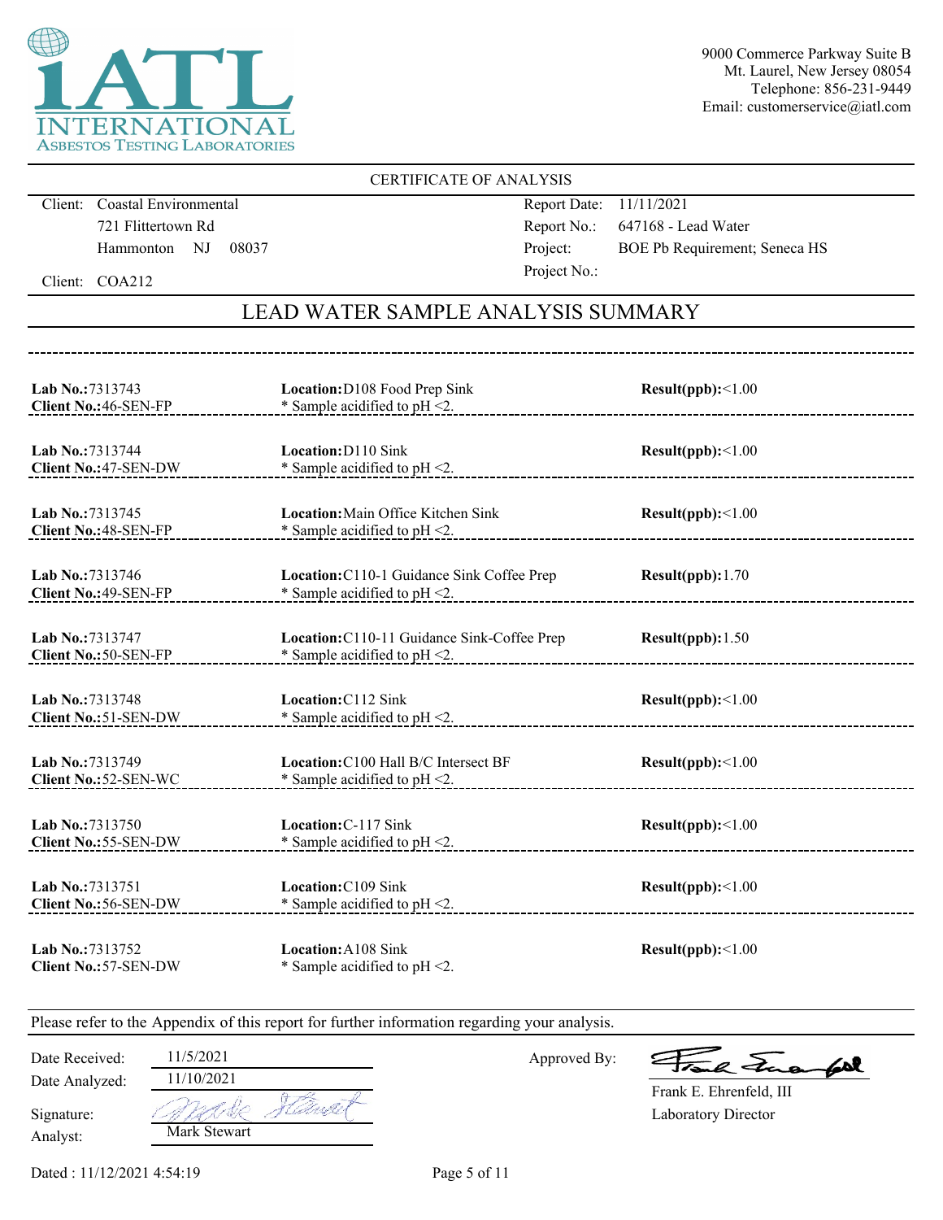iATL INTERNATIONAL ASBESTOS TESTING LABORATORIES

9000 Commerce Parkway Suite B
Mt. Laurel, New Jersey 08054
Telephone: 856-231-9449
Email: customerservice@iatl.com

CERTIFICATE OF ANALYSIS

Client: Coastal Environmental
721 Flittertown Rd
Hammonton NJ 08037

Client: COA212

Report Date: 11/11/2021
Report No.: 647168 - Lead Water
Project: BOE Pb Requirement; Seneca HS
Project No.:

## LEAD WATER SAMPLE ANALYSIS SUMMARY

| Lab No. / Client No. | Location | Result(ppb) |
|---|---|---|
| **Lab No.:** 7313743<br>**Client No.:** 46-SEN-FP | **Location:** D108 Food Prep Sink<br>* Sample acidified to pH <2. | <1.00 |
| **Lab No.:** 7313744<br>**Client No.:** 47-SEN-DW | **Location:** D110 Sink<br>* Sample acidified to pH <2. | <1.00 |
| **Lab No.:** 7313745<br>**Client No.:** 48-SEN-FP | **Location:** Main Office Kitchen Sink<br>* Sample acidified to pH <2. | <1.00 |
| **Lab No.:** 7313746<br>**Client No.:** 49-SEN-FP | **Location:** C110-1 Guidance Sink Coffee Prep<br>* Sample acidified to pH <2. | 1.70 |
| **Lab No.:** 7313747<br>**Client No.:** 50-SEN-FP | **Location:** C110-11 Guidance Sink-Coffee Prep<br>* Sample acidified to pH <2. | 1.50 |
| **Lab No.:** 7313748<br>**Client No.:** 51-SEN-DW | **Location:** C112 Sink<br>* Sample acidified to pH <2. | <1.00 |
| **Lab No.:** 7313749<br>**Client No.:** 52-SEN-WC | **Location:** C100 Hall B/C Intersect BF<br>* Sample acidified to pH <2. | <1.00 |
| **Lab No.:** 7313750<br>**Client No.:** 55-SEN-DW | **Location:** C-117 Sink<br>* Sample acidified to pH <2. | <1.00 |
| **Lab No.:** 7313751<br>**Client No.:** 56-SEN-DW | **Location:** C109 Sink<br>* Sample acidified to pH <2. | <1.00 |
| **Lab No.:** 7313752<br>**Client No.:** 57-SEN-DW | **Location:** A108 Sink<br>* Sample acidified to pH <2. | <1.00 |

Please refer to the Appendix of this report for further information regarding your analysis.

Date Received: 11/5/2021
Date Analyzed: 11/10/2021
Signature: [signature]
Analyst: Mark Stewart

Approved By: [signature]
Frank E. Ehrenfeld, III
Laboratory Director

Dated : 11/12/2021 4:54:19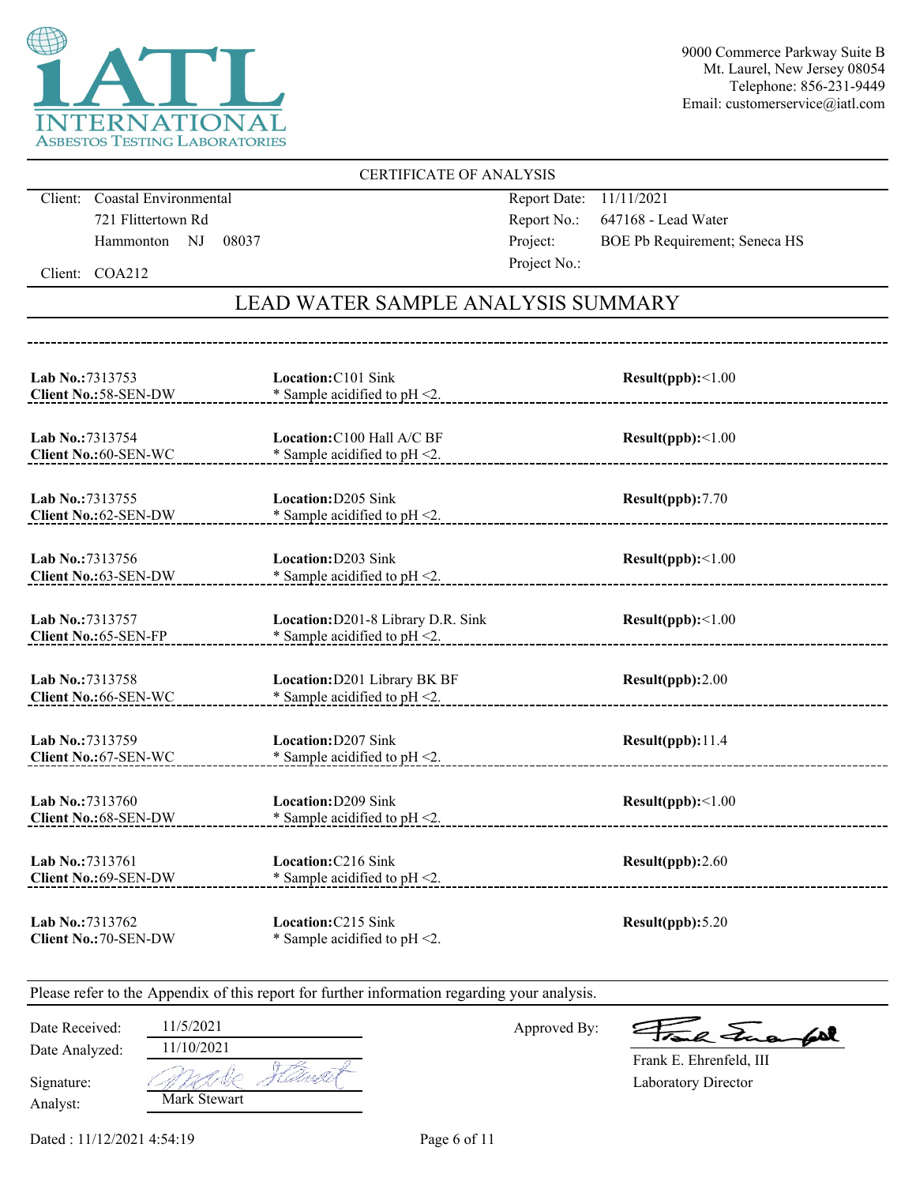iATL INTERNATIONAL ASBESTOS TESTING LABORATORIES

9000 Commerce Parkway Suite B
Mt. Laurel, New Jersey 08054
Telephone: 856-231-9449
Email: customerservice@iatl.com

CERTIFICATE OF ANALYSIS

Client: Coastal Environmental
721 Flittertown Rd
Hammonton NJ 08037

Client: COA212

Report Date: 11/11/2021
Report No.: 647168 - Lead Water
Project: BOE Pb Requirement; Seneca HS
Project No.:

## LEAD WATER SAMPLE ANALYSIS SUMMARY

| Lab No. / Client No. | Location | Result(ppb) |
|---|---|---|
| **Lab No.:** 7313753<br>**Client No.:** 58-SEN-DW | **Location:** C101 Sink<br>* Sample acidified to pH <2. | **Result(ppb):** <1.00 |
| **Lab No.:** 7313754<br>**Client No.:** 60-SEN-WC | **Location:** C100 Hall A/C BF<br>* Sample acidified to pH <2. | **Result(ppb):** <1.00 |
| **Lab No.:** 7313755<br>**Client No.:** 62-SEN-DW | **Location:** D205 Sink<br>* Sample acidified to pH <2. | **Result(ppb):** 7.70 |
| **Lab No.:** 7313756<br>**Client No.:** 63-SEN-DW | **Location:** D203 Sink<br>* Sample acidified to pH <2. | **Result(ppb):** <1.00 |
| **Lab No.:** 7313757<br>**Client No.:** 65-SEN-FP | **Location:** D201-8 Library D.R. Sink<br>* Sample acidified to pH <2. | **Result(ppb):** <1.00 |
| **Lab No.:** 7313758<br>**Client No.:** 66-SEN-WC | **Location:** D201 Library BK BF<br>* Sample acidified to pH <2. | **Result(ppb):** 2.00 |
| **Lab No.:** 7313759<br>**Client No.:** 67-SEN-WC | **Location:** D207 Sink<br>* Sample acidified to pH <2. | **Result(ppb):** 11.4 |
| **Lab No.:** 7313760<br>**Client No.:** 68-SEN-DW | **Location:** D209 Sink<br>* Sample acidified to pH <2. | **Result(ppb):** <1.00 |
| **Lab No.:** 7313761<br>**Client No.:** 69-SEN-DW | **Location:** C216 Sink<br>* Sample acidified to pH <2. | **Result(ppb):** 2.60 |
| **Lab No.:** 7313762<br>**Client No.:** 70-SEN-DW | **Location:** C215 Sink<br>* Sample acidified to pH <2. | **Result(ppb):** 5.20 |

Please refer to the Appendix of this report for further information regarding your analysis.

Date Received: 11/5/2021
Date Analyzed: 11/10/2021
Signature: Mark Stewart
Analyst: Mark Stewart

Approved By: Frank E. Ehrenfeld, III
Laboratory Director

Dated : 11/12/2021 4:54:19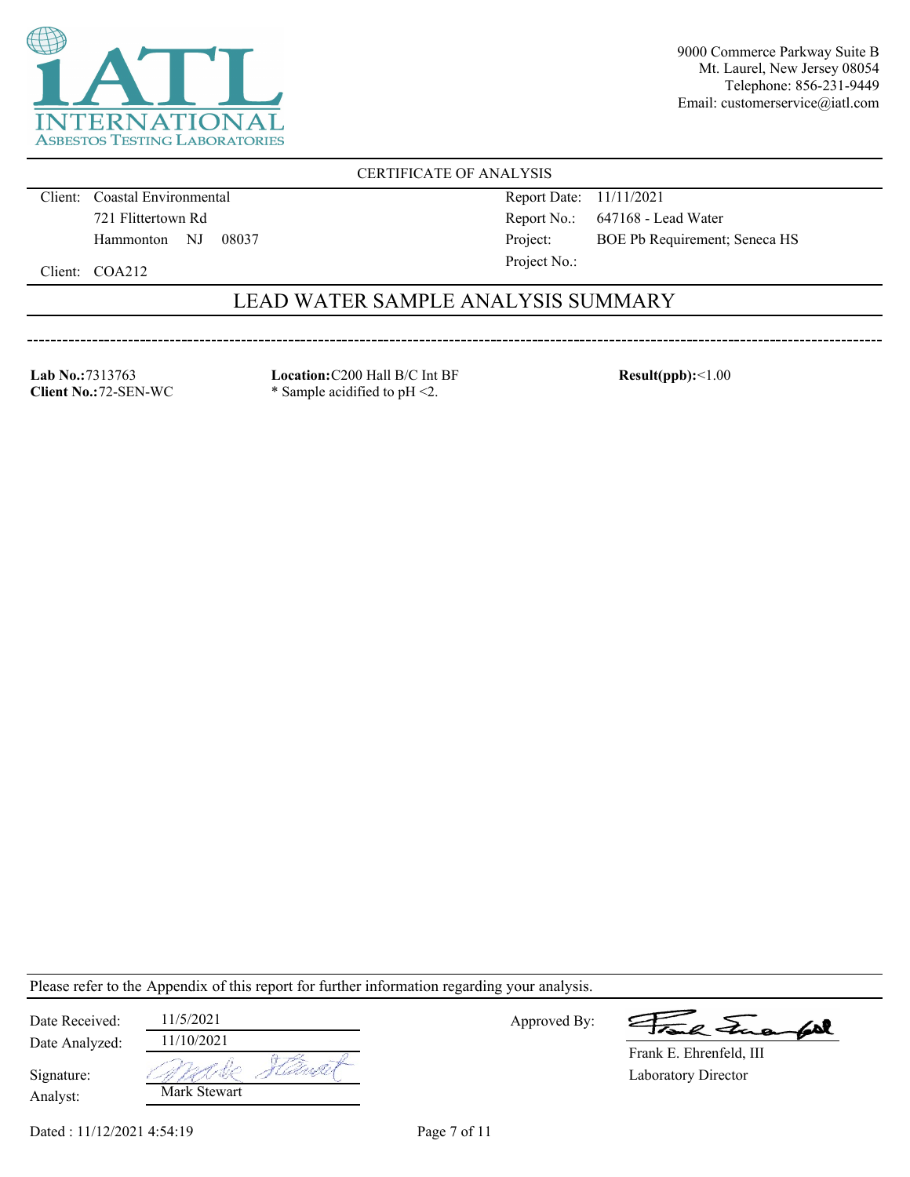**iATL INTERNATIONAL ASBESTOS TESTING LABORATORIES**

9000 Commerce Parkway Suite B
Mt. Laurel, New Jersey 08054
Telephone: 856-231-9449
Email: customerservice@iatl.com

CERTIFICATE OF ANALYSIS

Client: Coastal Environmental
721 Flittertown Rd
Hammonton NJ 08037

Client: COA212

Report Date: 11/11/2021
Report No.: 647168 - Lead Water
Project: BOE Pb Requirement; Seneca HS
Project No.:

## LEAD WATER SAMPLE ANALYSIS SUMMARY

**Lab No.:** 7313763
**Client No.:** 72-SEN-WC

**Location:** C200 Hall B/C Int BF
* Sample acidified to pH <2.

**Result(ppb):** <1.00

Please refer to the Appendix of this report for further information regarding your analysis.

Date Received: 11/5/2021
Date Analyzed: 11/10/2021
Signature: Mark Stewart
Analyst: Mark Stewart

Approved By: Frank E. Ehrenfeld
Frank E. Ehrenfeld, III
Laboratory Director

Dated : 11/12/2021 4:54:19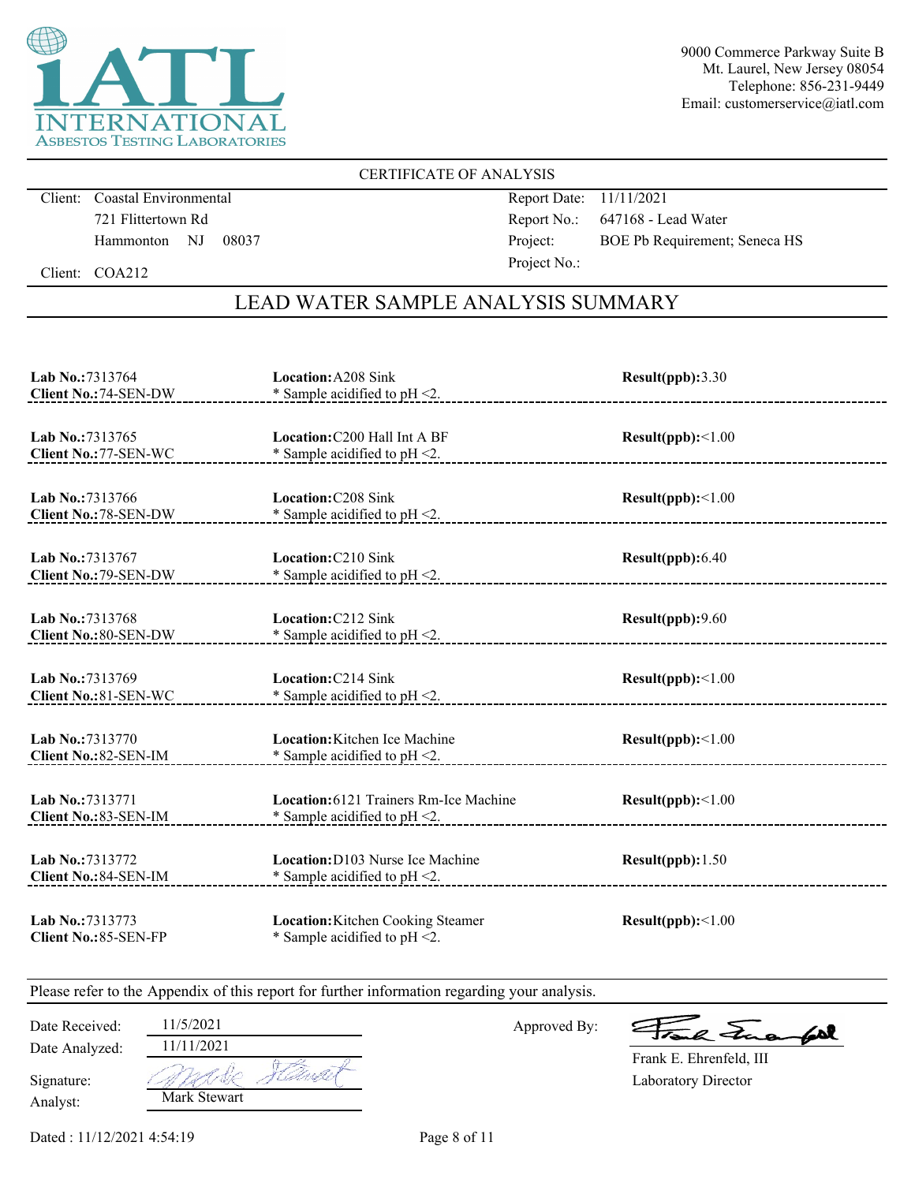iATL INTERNATIONAL ASBESTOS TESTING LABORATORIES

9000 Commerce Parkway Suite B
Mt. Laurel, New Jersey 08054
Telephone: 856-231-9449
Email: customerservice@iatl.com

CERTIFICATE OF ANALYSIS

Client: Coastal Environmental
721 Flittertown Rd
Hammonton NJ 08037

Client: COA212

Report Date: 11/11/2021
Report No.: 647168 - Lead Water
Project: BOE Pb Requirement; Seneca HS
Project No.:

## LEAD WATER SAMPLE ANALYSIS SUMMARY

| Lab No. / Client No. | Location | Result(ppb) |
|---|---|---|
| **Lab No.:** 7313764<br>**Client No.:** 74-SEN-DW | **Location:** A208 Sink<br>* Sample acidified to pH <2. | **Result(ppb):** 3.30 |
| **Lab No.:** 7313765<br>**Client No.:** 77-SEN-WC | **Location:** C200 Hall Int A BF<br>* Sample acidified to pH <2. | **Result(ppb):** <1.00 |
| **Lab No.:** 7313766<br>**Client No.:** 78-SEN-DW | **Location:** C208 Sink<br>* Sample acidified to pH <2. | **Result(ppb):** <1.00 |
| **Lab No.:** 7313767<br>**Client No.:** 79-SEN-DW | **Location:** C210 Sink<br>* Sample acidified to pH <2. | **Result(ppb):** 6.40 |
| **Lab No.:** 7313768<br>**Client No.:** 80-SEN-DW | **Location:** C212 Sink<br>* Sample acidified to pH <2. | **Result(ppb):** 9.60 |
| **Lab No.:** 7313769<br>**Client No.:** 81-SEN-WC | **Location:** C214 Sink<br>* Sample acidified to pH <2. | **Result(ppb):** <1.00 |
| **Lab No.:** 7313770<br>**Client No.:** 82-SEN-IM | **Location:** Kitchen Ice Machine<br>* Sample acidified to pH <2. | **Result(ppb):** <1.00 |
| **Lab No.:** 7313771<br>**Client No.:** 83-SEN-IM | **Location:** 6121 Trainers Rm-Ice Machine<br>* Sample acidified to pH <2. | **Result(ppb):** <1.00 |
| **Lab No.:** 7313772<br>**Client No.:** 84-SEN-IM | **Location:** D103 Nurse Ice Machine<br>* Sample acidified to pH <2. | **Result(ppb):** 1.50 |
| **Lab No.:** 7313773<br>**Client No.:** 85-SEN-FP | **Location:** Kitchen Cooking Steamer<br>* Sample acidified to pH <2. | **Result(ppb):** <1.00 |

Please refer to the Appendix of this report for further information regarding your analysis.

Date Received: 11/5/2021
Date Analyzed: 11/11/2021
Signature: Mark Stewart
Analyst: Mark Stewart

Approved By: Frank E. Ehrenfeld, III
Laboratory Director

Dated : 11/12/2021 4:54:19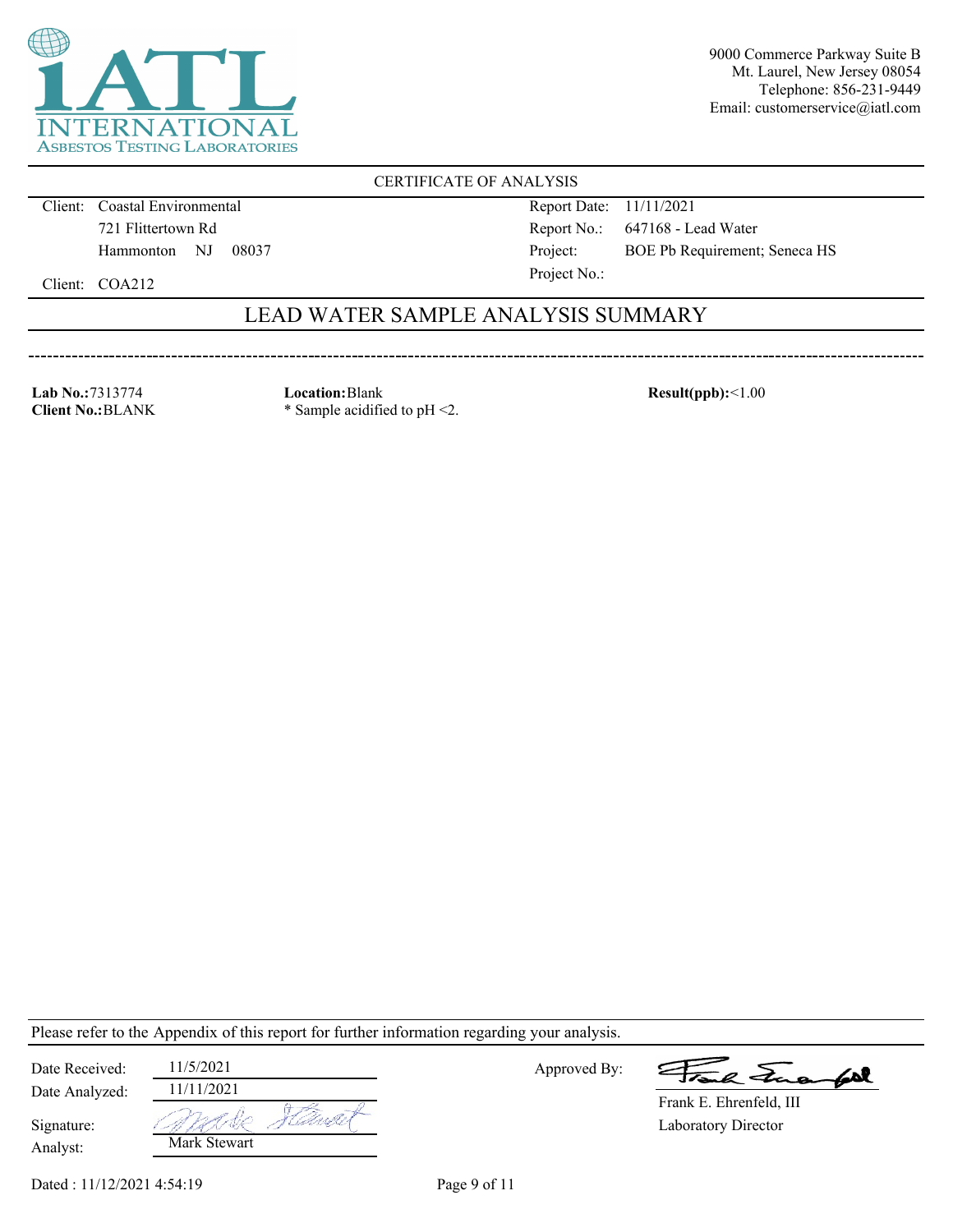**iATL INTERNATIONAL ASBESTOS TESTING LABORATORIES**

9000 Commerce Parkway Suite B
Mt. Laurel, New Jersey 08054
Telephone: 856-231-9449
Email: customerservice@iatl.com

CERTIFICATE OF ANALYSIS

Client: Coastal Environmental
721 Flittertown Rd
Hammonton NJ 08037

Client: COA212

Report Date: 11/11/2021
Report No.: 647168 - Lead Water
Project: BOE Pb Requirement; Seneca HS
Project No.:

## LEAD WATER SAMPLE ANALYSIS SUMMARY

**Lab No.:** 7313774
**Client No.:** BLANK

**Location:** Blank
* Sample acidified to pH <2.

**Result(ppb):** <1.00

Please refer to the Appendix of this report for further information regarding your analysis.

Date Received: 11/5/2021
Date Analyzed: 11/11/2021
Signature:
Analyst: Mark Stewart

Approved By:
Frank E. Ehrenfeld, III
Laboratory Director

Dated : 11/12/2021 4:54:19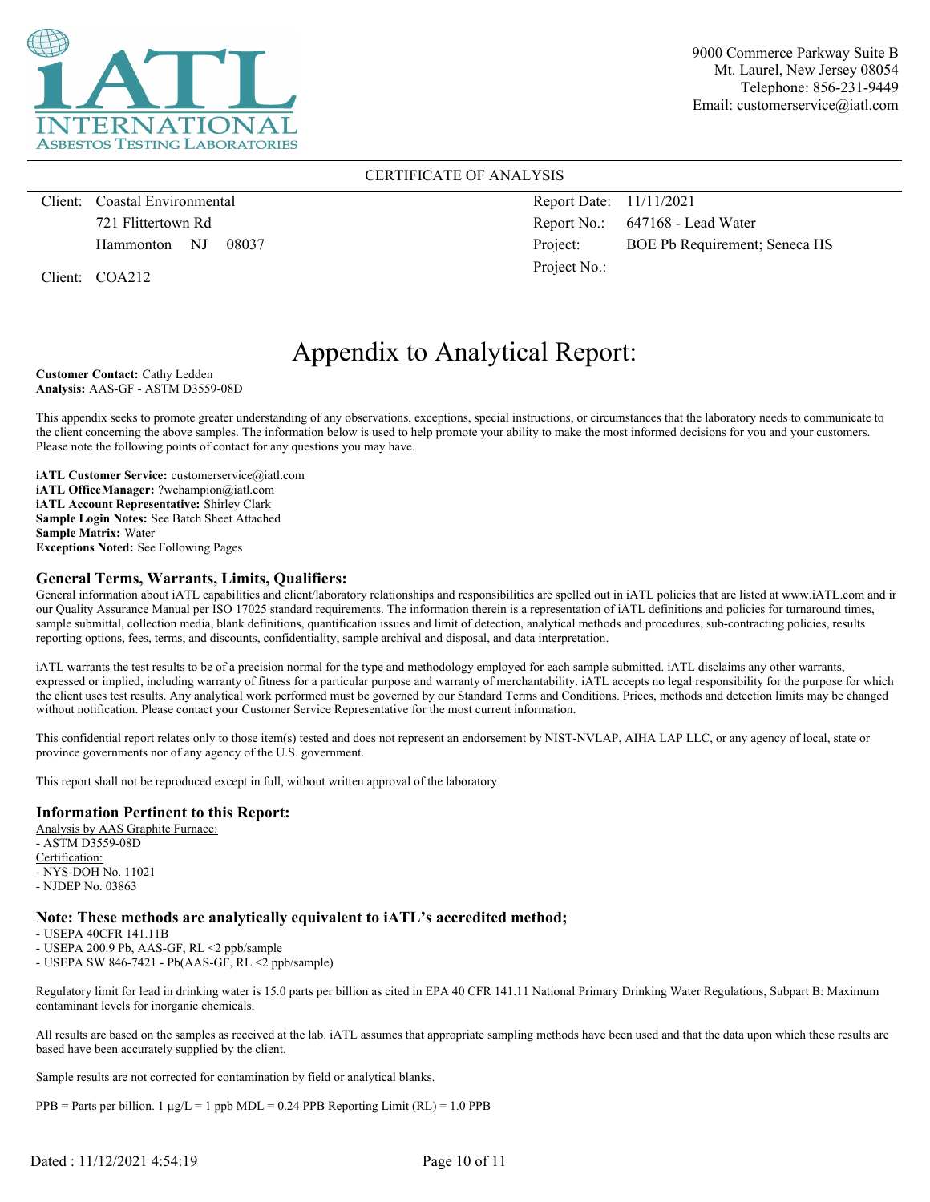iATL INTERNATIONAL ASBESTOS TESTING LABORATORIES

9000 Commerce Parkway Suite B
Mt. Laurel, New Jersey 08054
Telephone: 856-231-9449
Email: customerservice@iatl.com

CERTIFICATE OF ANALYSIS

| | |
|---|---|
| Client: Coastal Environmental | Report Date: 11/11/2021 |
| 721 Flittertown Rd | Report No.: 647168 - Lead Water |
| Hammonton NJ 08037 | Project: BOE Pb Requirement; Seneca HS |
| Client: COA212 | Project No.: |

# Appendix to Analytical Report:

**Customer Contact:** Cathy Ledden
**Analysis:** AAS-GF - ASTM D3559-08D

This appendix seeks to promote greater understanding of any observations, exceptions, special instructions, or circumstances that the laboratory needs to communicate to the client concerning the above samples. The information below is used to help promote your ability to make the most informed decisions for you and your customers. Please note the following points of contact for any questions you may have.

**iATL Customer Service:** customerservice@iatl.com
**iATL OfficeManager:** ?wchampion@iatl.com
**iATL Account Representative:** Shirley Clark
**Sample Login Notes:** See Batch Sheet Attached
**Sample Matrix:** Water
**Exceptions Noted:** See Following Pages

## General Terms, Warrants, Limits, Qualifiers:

General information about iATL capabilities and client/laboratory relationships and responsibilities are spelled out in iATL policies that are listed at www.iATL.com and in our Quality Assurance Manual per ISO 17025 standard requirements. The information therein is a representation of iATL definitions and policies for turnaround times, sample submittal, collection media, blank definitions, quantification issues and limit of detection, analytical methods and procedures, sub-contracting policies, results reporting options, fees, terms, and discounts, confidentiality, sample archival and disposal, and data interpretation.

iATL warrants the test results to be of a precision normal for the type and methodology employed for each sample submitted. iATL disclaims any other warrants, expressed or implied, including warranty of fitness for a particular purpose and warranty of merchantability. iATL accepts no legal responsibility for the purpose for which the client uses test results. Any analytical work performed must be governed by our Standard Terms and Conditions. Prices, methods and detection limits may be changed without notification. Please contact your Customer Service Representative for the most current information.

This confidential report relates only to those item(s) tested and does not represent an endorsement by NIST-NVLAP, AIHA LAP LLC, or any agency of local, state or province governments nor of any agency of the U.S. government.

This report shall not be reproduced except in full, without written approval of the laboratory.

## Information Pertinent to this Report:

Analysis by AAS Graphite Furnace:
- ASTM D3559-08D

Certification:
- NYS-DOH No. 11021
- NJDEP No. 03863

## Note: These methods are analytically equivalent to iATL's accredited method;

- USEPA 40CFR 141.11B
- USEPA 200.9 Pb, AAS-GF, RL <2 ppb/sample
- USEPA SW 846-7421 - Pb(AAS-GF, RL <2 ppb/sample)

Regulatory limit for lead in drinking water is 15.0 parts per billion as cited in EPA 40 CFR 141.11 National Primary Drinking Water Regulations, Subpart B: Maximum contaminant levels for inorganic chemicals.

All results are based on the samples as received at the lab. iATL assumes that appropriate sampling methods have been used and that the data upon which these results are based have been accurately supplied by the client.

Sample results are not corrected for contamination by field or analytical blanks.

PPB = Parts per billion. 1 µg/L = 1 ppb MDL = 0.24 PPB Reporting Limit (RL) = 1.0 PPB

Dated : 11/12/2021 4:54:19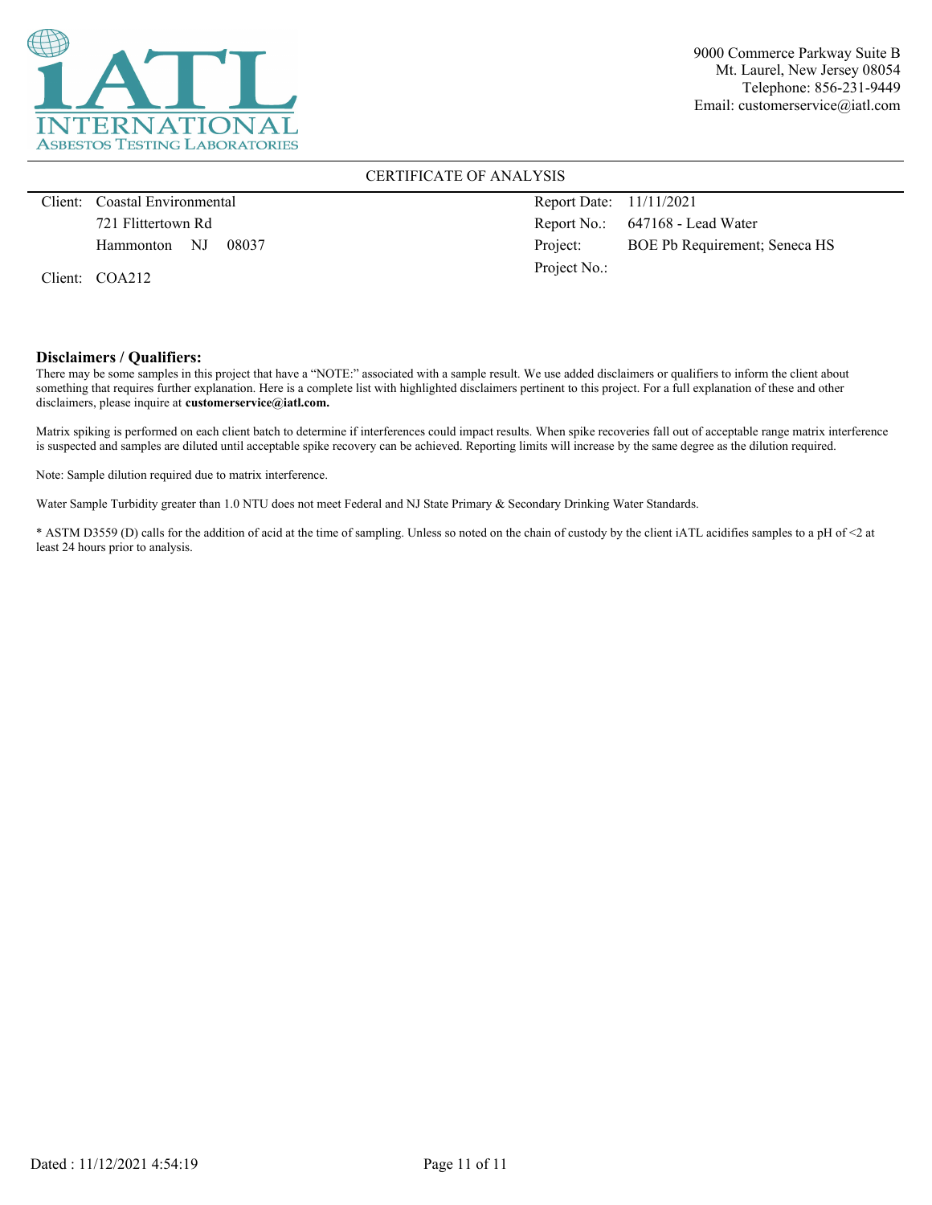9000 Commerce Parkway Suite B
Mt. Laurel, New Jersey 08054
Telephone: 856-231-9449
Email: customerservice@iatl.com

CERTIFICATE OF ANALYSIS

| | | | |
|---|---|---|---|
| Client: | Coastal Environmental | Report Date: | 11/11/2021 |
| | 721 Flittertown Rd | Report No.: | 647168 - Lead Water |
| | Hammonton NJ 08037 | Project: | BOE Pb Requirement; Seneca HS |
| Client: | COA212 | Project No.: | |

**Disclaimers / Qualifiers:**

There may be some samples in this project that have a "NOTE:" associated with a sample result. We use added disclaimers or qualifiers to inform the client about something that requires further explanation. Here is a complete list with highlighted disclaimers pertinent to this project. For a full explanation of these and other disclaimers, please inquire at **customerservice@iatl.com.**

Matrix spiking is performed on each client batch to determine if interferences could impact results. When spike recoveries fall out of acceptable range matrix interference is suspected and samples are diluted until acceptable spike recovery can be achieved. Reporting limits will increase by the same degree as the dilution required.

Note: Sample dilution required due to matrix interference.

Water Sample Turbidity greater than 1.0 NTU does not meet Federal and NJ State Primary & Secondary Drinking Water Standards.

* ASTM D3559 (D) calls for the addition of acid at the time of sampling. Unless so noted on the chain of custody by the client iATL acidifies samples to a pH of <2 at least 24 hours prior to analysis.

Dated : 11/12/2021 4:54:19